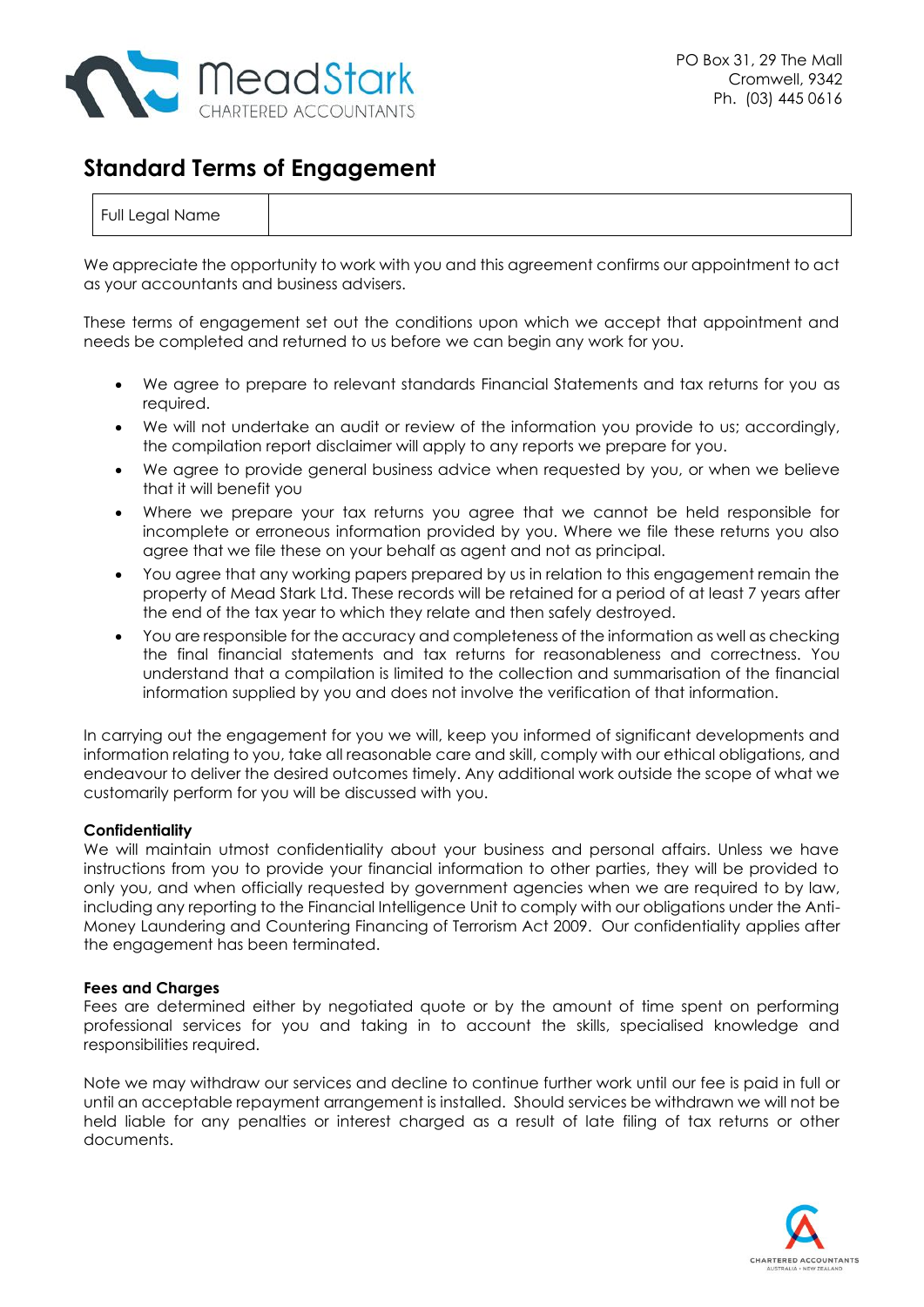MeadStark
CHARTERED ACCOUNTANTS

PO Box 31, 29 The Mall
Cromwell, 9342
Ph. (03) 445 0616

# Standard Terms of Engagement

| Full Legal Name | |
|---|---|

We appreciate the opportunity to work with you and this agreement confirms our appointment to act as your accountants and business advisers.

These terms of engagement set out the conditions upon which we accept that appointment and needs be completed and returned to us before we can begin any work for you.

- We agree to prepare to relevant standards Financial Statements and tax returns for you as required.
- We will not undertake an audit or review of the information you provide to us; accordingly, the compilation report disclaimer will apply to any reports we prepare for you.
- We agree to provide general business advice when requested by you, or when we believe that it will benefit you
- Where we prepare your tax returns you agree that we cannot be held responsible for incomplete or erroneous information provided by you. Where we file these returns you also agree that we file these on your behalf as agent and not as principal.
- You agree that any working papers prepared by us in relation to this engagement remain the property of Mead Stark Ltd. These records will be retained for a period of at least 7 years after the end of the tax year to which they relate and then safely destroyed.
- You are responsible for the accuracy and completeness of the information as well as checking the final financial statements and tax returns for reasonableness and correctness. You understand that a compilation is limited to the collection and summarisation of the financial information supplied by you and does not involve the verification of that information.

In carrying out the engagement for you we will, keep you informed of significant developments and information relating to you, take all reasonable care and skill, comply with our ethical obligations, and endeavour to deliver the desired outcomes timely. Any additional work outside the scope of what we customarily perform for you will be discussed with you.

**Confidentiality**
We will maintain utmost confidentiality about your business and personal affairs. Unless we have instructions from you to provide your financial information to other parties, they will be provided to only you, and when officially requested by government agencies when we are required to by law, including any reporting to the Financial Intelligence Unit to comply with our obligations under the Anti-Money Laundering and Countering Financing of Terrorism Act 2009. Our confidentiality applies after the engagement has been terminated.

**Fees and Charges**
Fees are determined either by negotiated quote or by the amount of time spent on performing professional services for you and taking in to account the skills, specialised knowledge and responsibilities required.

Note we may withdraw our services and decline to continue further work until our fee is paid in full or until an acceptable repayment arrangement is installed. Should services be withdrawn we will not be held liable for any penalties or interest charged as a result of late filing of tax returns or other documents.

CHARTERED ACCOUNTANTS
AUSTRALIA + NEW ZEALAND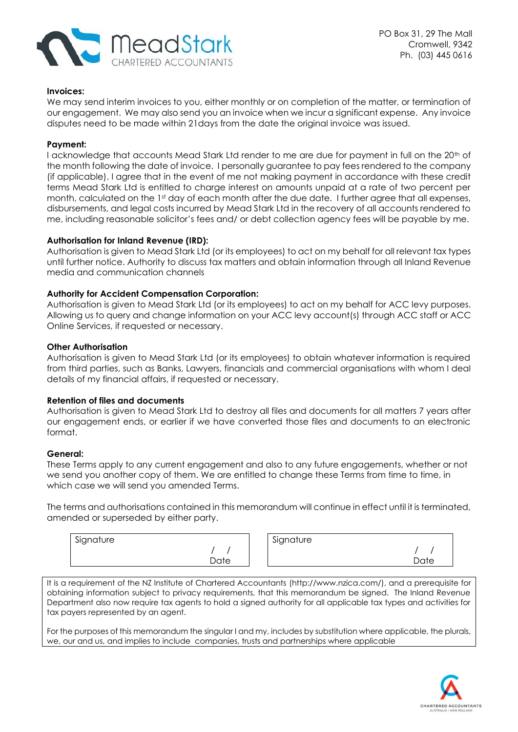**Invoices:**
We may send interim invoices to you, either monthly or on completion of the matter, or termination of our engagement. We may also send you an invoice when we incur a significant expense. Any invoice disputes need to be made within 21days from the date the original invoice was issued.

**Payment:**
I acknowledge that accounts Mead Stark Ltd render to me are due for payment in full on the 20th of the month following the date of invoice. I personally guarantee to pay fees rendered to the company (if applicable). I agree that in the event of me not making payment in accordance with these credit terms Mead Stark Ltd is entitled to charge interest on amounts unpaid at a rate of two percent per month, calculated on the 1st day of each month after the due date. I further agree that all expenses, disbursements, and legal costs incurred by Mead Stark Ltd in the recovery of all accounts rendered to me, including reasonable solicitor's fees and/ or debt collection agency fees will be payable by me.

**Authorisation for Inland Revenue (IRD):**
Authorisation is given to Mead Stark Ltd (or its employees) to act on my behalf for all relevant tax types until further notice. Authority to discuss tax matters and obtain information through all Inland Revenue media and communication channels

**Authority for Accident Compensation Corporation:**
Authorisation is given to Mead Stark Ltd (or its employees) to act on my behalf for ACC levy purposes. Allowing us to query and change information on your ACC levy account(s) through ACC staff or ACC Online Services, if requested or necessary.

**Other Authorisation**
Authorisation is given to Mead Stark Ltd (or its employees) to obtain whatever information is required from third parties, such as Banks, Lawyers, financials and commercial organisations with whom I deal details of my financial affairs, if requested or necessary.

**Retention of files and documents**
Authorisation is given to Mead Stark Ltd to destroy all files and documents for all matters 7 years after our engagement ends, or earlier if we have converted those files and documents to an electronic format.

**General:**
These Terms apply to any current engagement and also to any future engagements, whether or not we send you another copy of them. We are entitled to change these Terms from time to time, in which case we will send you amended Terms.

The terms and authorisations contained in this memorandum will continue in effect until it is terminated, amended or superseded by either party.

| Signature / / Date | Signature / / Date |
|---|---|

It is a requirement of the NZ Institute of Chartered Accountants (http://www.nzica.com/), and a prerequisite for obtaining information subject to privacy requirements, that this memorandum be signed. The Inland Revenue Department also now require tax agents to hold a signed authority for all applicable tax types and activities for tax payers represented by an agent.

For the purposes of this memorandum the singular I and my, includes by substitution where applicable, the plurals, we, our and us, and implies to include companies, trusts and partnerships where applicable